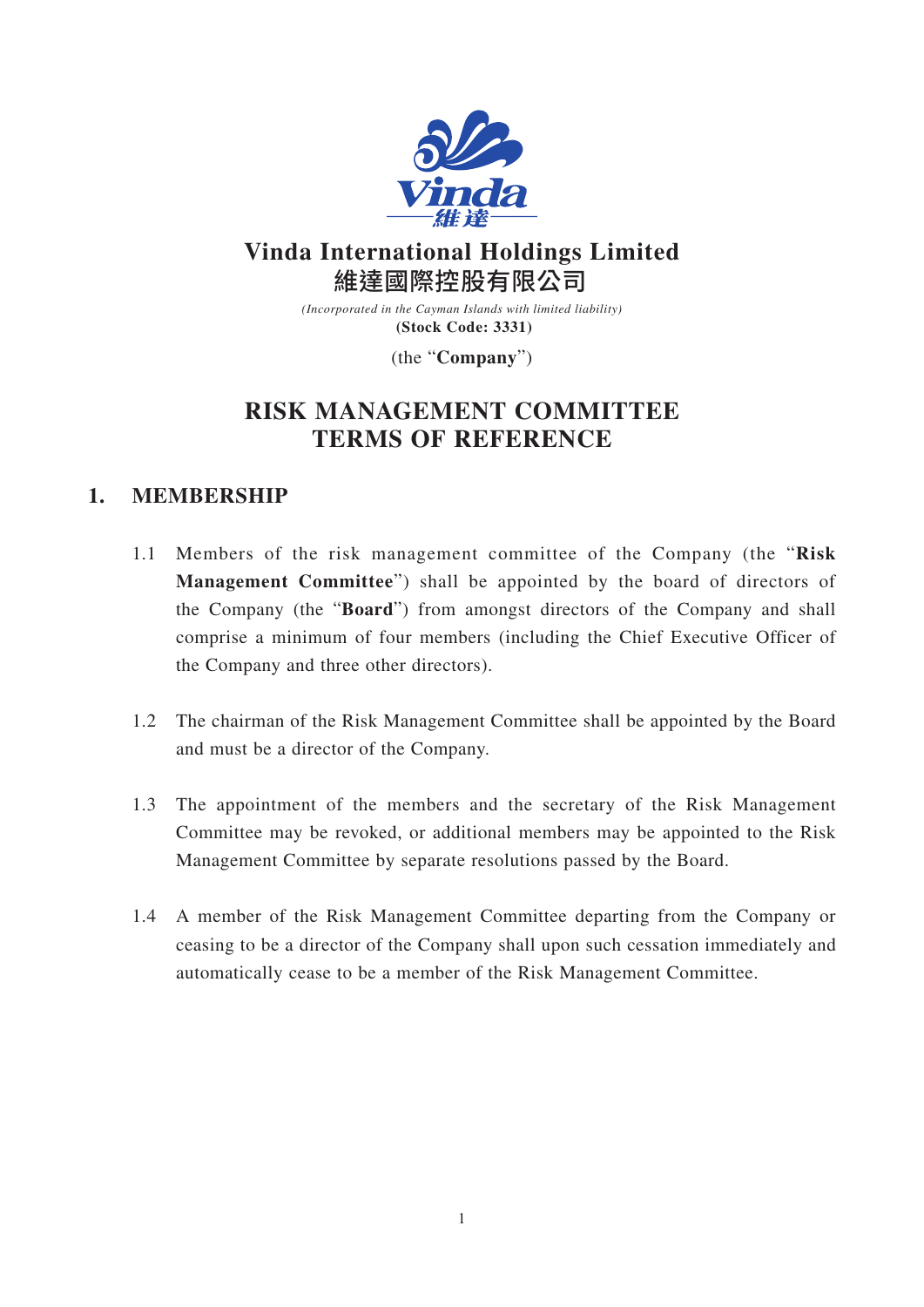# Vinda International Holdings Limited
# 維達國際控股有限公司

*(Incorporated in the Cayman Islands with limited liability)*
**(Stock Code: 3331)**

(the "**Company**")

# RISK MANAGEMENT COMMITTEE TERMS OF REFERENCE

## 1. MEMBERSHIP

1.1 Members of the risk management committee of the Company (the "**Risk Management Committee**") shall be appointed by the board of directors of the Company (the "**Board**") from amongst directors of the Company and shall comprise a minimum of four members (including the Chief Executive Officer of the Company and three other directors).

1.2 The chairman of the Risk Management Committee shall be appointed by the Board and must be a director of the Company.

1.3 The appointment of the members and the secretary of the Risk Management Committee may be revoked, or additional members may be appointed to the Risk Management Committee by separate resolutions passed by the Board.

1.4 A member of the Risk Management Committee departing from the Company or ceasing to be a director of the Company shall upon such cessation immediately and automatically cease to be a member of the Risk Management Committee.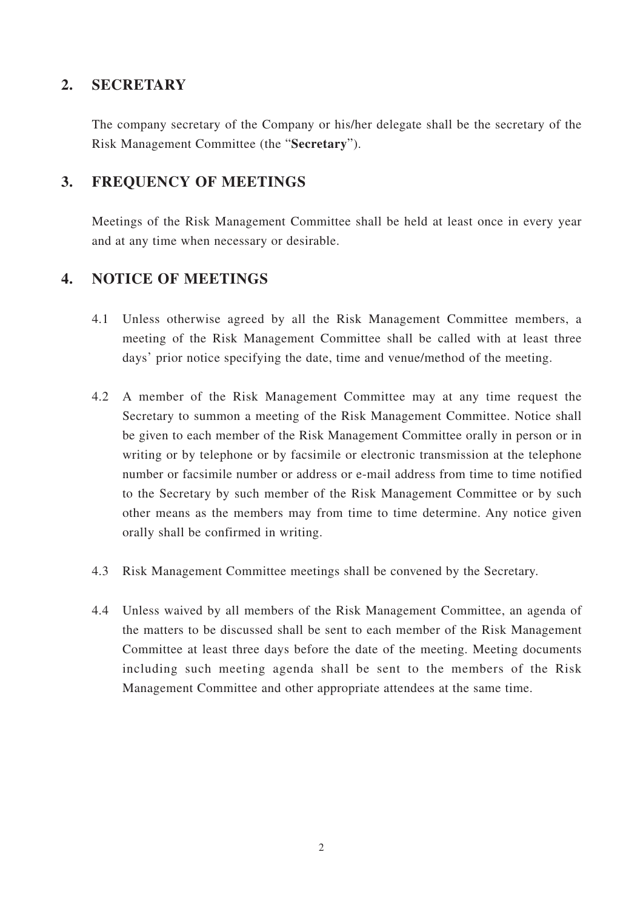## 2. SECRETARY

The company secretary of the Company or his/her delegate shall be the secretary of the Risk Management Committee (the "**Secretary**").

## 3. FREQUENCY OF MEETINGS

Meetings of the Risk Management Committee shall be held at least once in every year and at any time when necessary or desirable.

## 4. NOTICE OF MEETINGS

4.1 Unless otherwise agreed by all the Risk Management Committee members, a meeting of the Risk Management Committee shall be called with at least three days' prior notice specifying the date, time and venue/method of the meeting.

4.2 A member of the Risk Management Committee may at any time request the Secretary to summon a meeting of the Risk Management Committee. Notice shall be given to each member of the Risk Management Committee orally in person or in writing or by telephone or by facsimile or electronic transmission at the telephone number or facsimile number or address or e-mail address from time to time notified to the Secretary by such member of the Risk Management Committee or by such other means as the members may from time to time determine. Any notice given orally shall be confirmed in writing.

4.3 Risk Management Committee meetings shall be convened by the Secretary.

4.4 Unless waived by all members of the Risk Management Committee, an agenda of the matters to be discussed shall be sent to each member of the Risk Management Committee at least three days before the date of the meeting. Meeting documents including such meeting agenda shall be sent to the members of the Risk Management Committee and other appropriate attendees at the same time.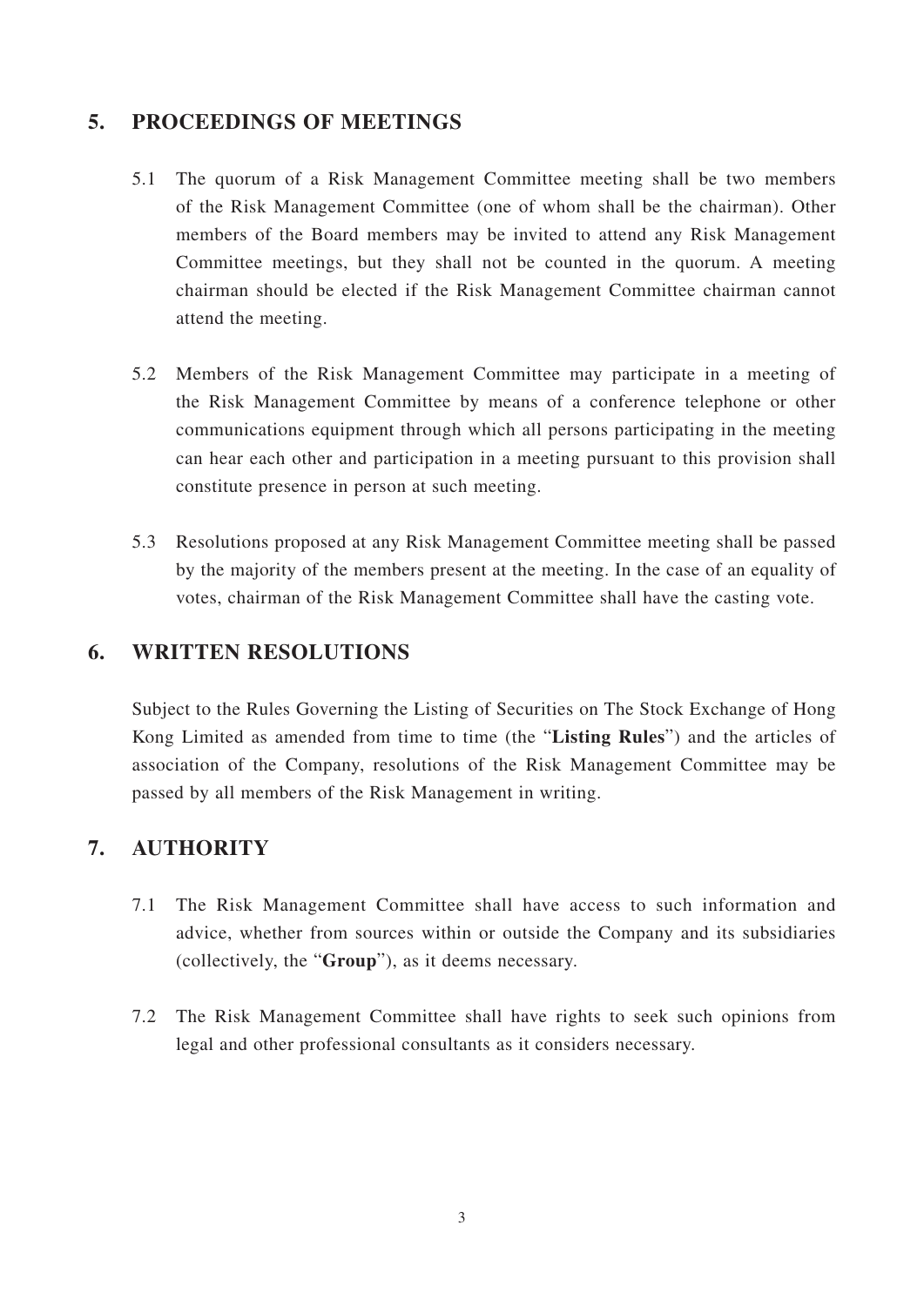## 5. PROCEEDINGS OF MEETINGS

5.1 The quorum of a Risk Management Committee meeting shall be two members of the Risk Management Committee (one of whom shall be the chairman). Other members of the Board members may be invited to attend any Risk Management Committee meetings, but they shall not be counted in the quorum. A meeting chairman should be elected if the Risk Management Committee chairman cannot attend the meeting.

5.2 Members of the Risk Management Committee may participate in a meeting of the Risk Management Committee by means of a conference telephone or other communications equipment through which all persons participating in the meeting can hear each other and participation in a meeting pursuant to this provision shall constitute presence in person at such meeting.

5.3 Resolutions proposed at any Risk Management Committee meeting shall be passed by the majority of the members present at the meeting. In the case of an equality of votes, chairman of the Risk Management Committee shall have the casting vote.

## 6. WRITTEN RESOLUTIONS

Subject to the Rules Governing the Listing of Securities on The Stock Exchange of Hong Kong Limited as amended from time to time (the "**Listing Rules**") and the articles of association of the Company, resolutions of the Risk Management Committee may be passed by all members of the Risk Management in writing.

## 7. AUTHORITY

7.1 The Risk Management Committee shall have access to such information and advice, whether from sources within or outside the Company and its subsidiaries (collectively, the "**Group**"), as it deems necessary.

7.2 The Risk Management Committee shall have rights to seek such opinions from legal and other professional consultants as it considers necessary.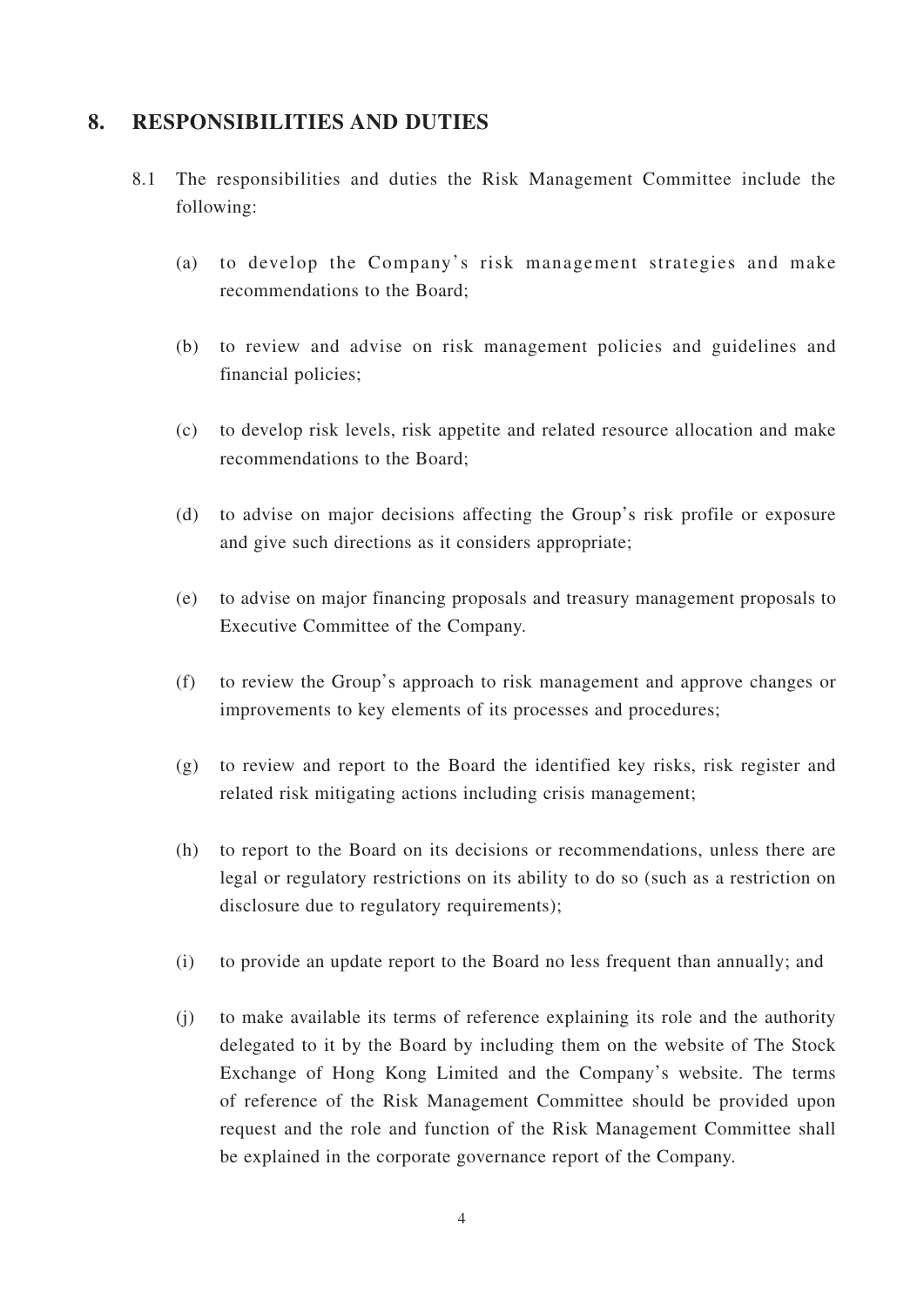## 8. RESPONSIBILITIES AND DUTIES

8.1 The responsibilities and duties the Risk Management Committee include the following:

(a) to develop the Company's risk management strategies and make recommendations to the Board;

(b) to review and advise on risk management policies and guidelines and financial policies;

(c) to develop risk levels, risk appetite and related resource allocation and make recommendations to the Board;

(d) to advise on major decisions affecting the Group's risk profile or exposure and give such directions as it considers appropriate;

(e) to advise on major financing proposals and treasury management proposals to Executive Committee of the Company.

(f) to review the Group's approach to risk management and approve changes or improvements to key elements of its processes and procedures;

(g) to review and report to the Board the identified key risks, risk register and related risk mitigating actions including crisis management;

(h) to report to the Board on its decisions or recommendations, unless there are legal or regulatory restrictions on its ability to do so (such as a restriction on disclosure due to regulatory requirements);

(i) to provide an update report to the Board no less frequent than annually; and

(j) to make available its terms of reference explaining its role and the authority delegated to it by the Board by including them on the website of The Stock Exchange of Hong Kong Limited and the Company's website. The terms of reference of the Risk Management Committee should be provided upon request and the role and function of the Risk Management Committee shall be explained in the corporate governance report of the Company.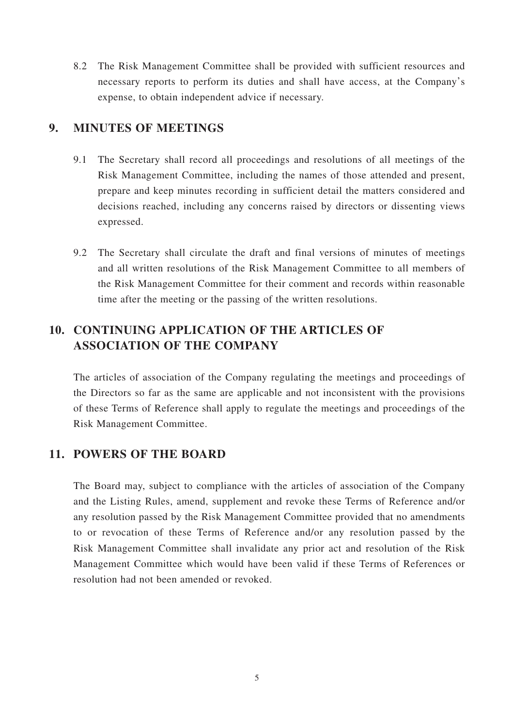8.2 The Risk Management Committee shall be provided with sufficient resources and necessary reports to perform its duties and shall have access, at the Company's expense, to obtain independent advice if necessary.

## 9. MINUTES OF MEETINGS

9.1 The Secretary shall record all proceedings and resolutions of all meetings of the Risk Management Committee, including the names of those attended and present, prepare and keep minutes recording in sufficient detail the matters considered and decisions reached, including any concerns raised by directors or dissenting views expressed.

9.2 The Secretary shall circulate the draft and final versions of minutes of meetings and all written resolutions of the Risk Management Committee to all members of the Risk Management Committee for their comment and records within reasonable time after the meeting or the passing of the written resolutions.

## 10. CONTINUING APPLICATION OF THE ARTICLES OF ASSOCIATION OF THE COMPANY

The articles of association of the Company regulating the meetings and proceedings of the Directors so far as the same are applicable and not inconsistent with the provisions of these Terms of Reference shall apply to regulate the meetings and proceedings of the Risk Management Committee.

## 11. POWERS OF THE BOARD

The Board may, subject to compliance with the articles of association of the Company and the Listing Rules, amend, supplement and revoke these Terms of Reference and/or any resolution passed by the Risk Management Committee provided that no amendments to or revocation of these Terms of Reference and/or any resolution passed by the Risk Management Committee shall invalidate any prior act and resolution of the Risk Management Committee which would have been valid if these Terms of References or resolution had not been amended or revoked.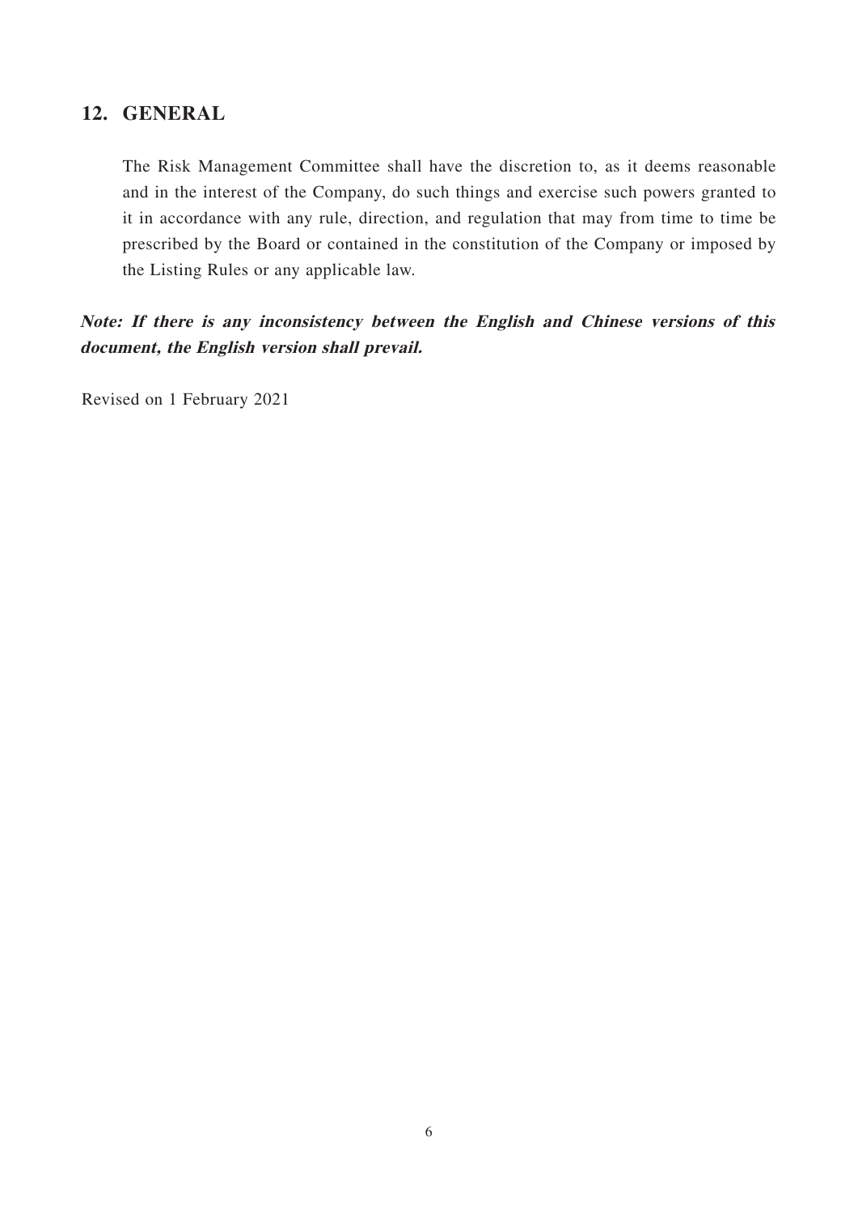## 12. GENERAL

The Risk Management Committee shall have the discretion to, as it deems reasonable and in the interest of the Company, do such things and exercise such powers granted to it in accordance with any rule, direction, and regulation that may from time to time be prescribed by the Board or contained in the constitution of the Company or imposed by the Listing Rules or any applicable law.

***Note: If there is any inconsistency between the English and Chinese versions of this document, the English version shall prevail.***

Revised on 1 February 2021